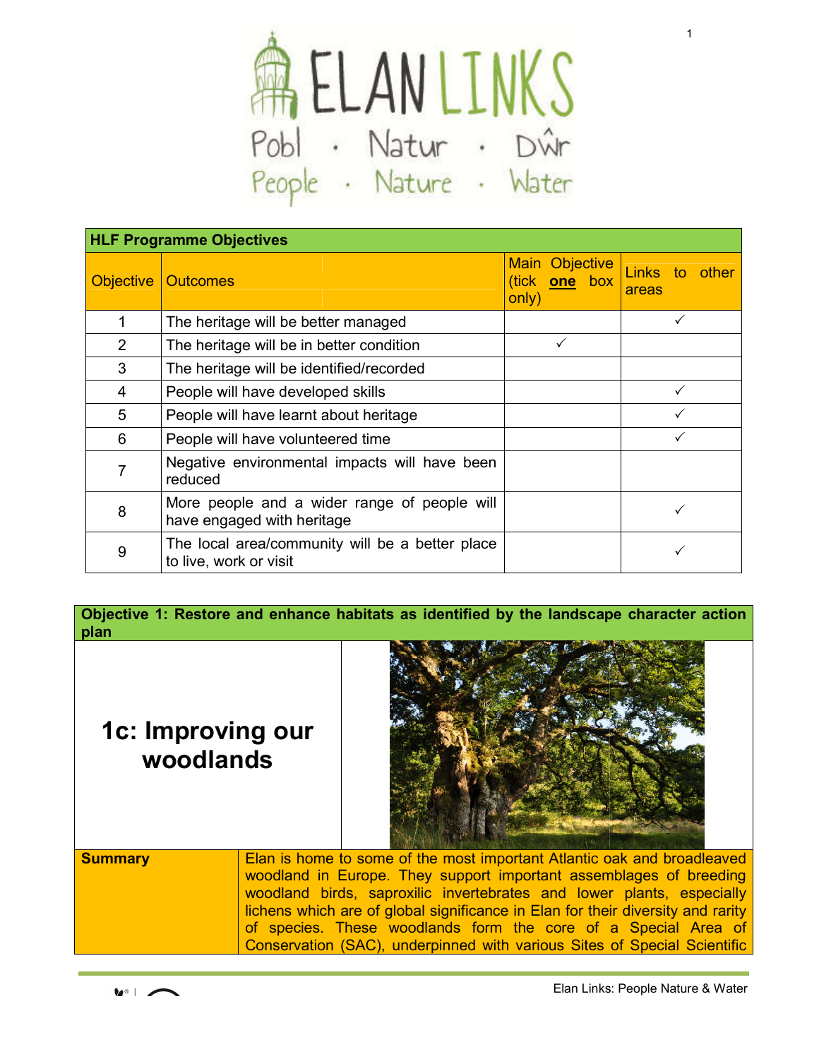# ELAN LINKS

Pobl · Natur · Dŵr

People · Nature · Water

| HLF Programme Objectives | | | |
|---|---|---|---|
| Objective | Outcomes | Main Objective (tick **one** box only) | Links to other areas |
| 1 | The heritage will be better managed | | ✓ |
| 2 | The heritage will be in better condition | ✓ | |
| 3 | The heritage will be identified/recorded | | |
| 4 | People will have developed skills | | ✓ |
| 5 | People will have learnt about heritage | | ✓ |
| 6 | People will have volunteered time | | ✓ |
| 7 | Negative environmental impacts will have been reduced | | |
| 8 | More people and a wider range of people will have engaged with heritage | | ✓ |
| 9 | The local area/community will be a better place to live, work or visit | | ✓ |

**Objective 1: Restore and enhance habitats as identified by the landscape character action plan**

## 1c: Improving our woodlands

| **Summary** | Elan is home to some of the most important Atlantic oak and broadleaved woodland in Europe. They support important assemblages of breeding woodland birds, saproxilic invertebrates and lower plants, especially lichens which are of global significance in Elan for their diversity and rarity of species. These woodlands form the core of a Special Area of Conservation (SAC), underpinned with various Sites of Special Scientific |
|---|---|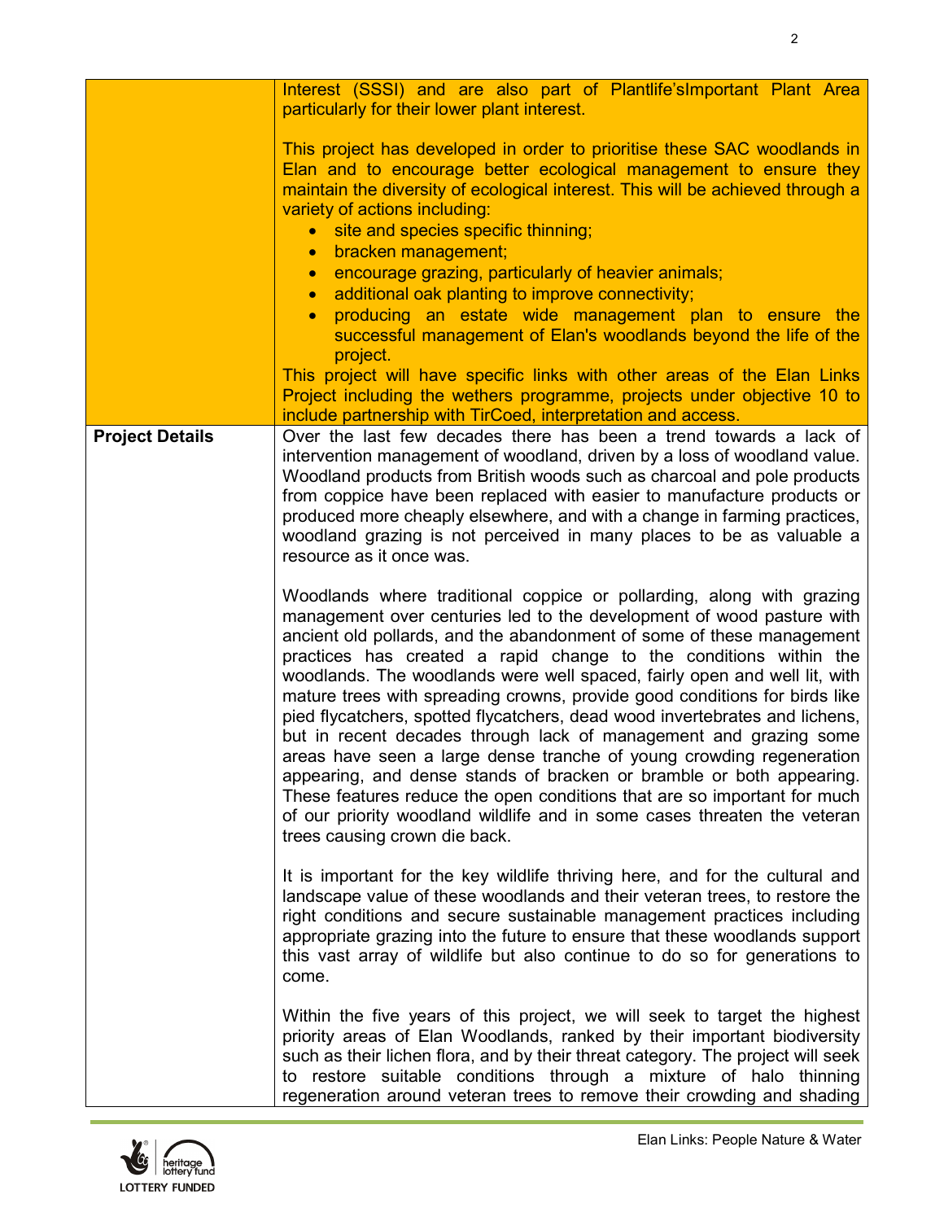| | |
|---|---|
| | Interest (SSSI) and are also part of Plantlife'sImportant Plant Area particularly for their lower plant interest.<br><br>This project has developed in order to prioritise these SAC woodlands in Elan and to encourage better ecological management to ensure they maintain the diversity of ecological interest. This will be achieved through a variety of actions including:<br>• site and species specific thinning;<br>• bracken management;<br>• encourage grazing, particularly of heavier animals;<br>• additional oak planting to improve connectivity;<br>• producing an estate wide management plan to ensure the successful management of Elan's woodlands beyond the life of the project.<br>This project will have specific links with other areas of the Elan Links Project including the wethers programme, projects under objective 10 to include partnership with TirCoed, interpretation and access. |
| **Project Details** | Over the last few decades there has been a trend towards a lack of intervention management of woodland, driven by a loss of woodland value. Woodland products from British woods such as charcoal and pole products from coppice have been replaced with easier to manufacture products or produced more cheaply elsewhere, and with a change in farming practices, woodland grazing is not perceived in many places to be as valuable a resource as it once was.<br><br>Woodlands where traditional coppice or pollarding, along with grazing management over centuries led to the development of wood pasture with ancient old pollards, and the abandonment of some of these management practices has created a rapid change to the conditions within the woodlands. The woodlands were well spaced, fairly open and well lit, with mature trees with spreading crowns, provide good conditions for birds like pied flycatchers, spotted flycatchers, dead wood invertebrates and lichens, but in recent decades through lack of management and grazing some areas have seen a large dense tranche of young crowding regeneration appearing, and dense stands of bracken or bramble or both appearing. These features reduce the open conditions that are so important for much of our priority woodland wildlife and in some cases threaten the veteran trees causing crown die back.<br><br>It is important for the key wildlife thriving here, and for the cultural and landscape value of these woodlands and their veteran trees, to restore the right conditions and secure sustainable management practices including appropriate grazing into the future to ensure that these woodlands support this vast array of wildlife but also continue to do so for generations to come.<br><br>Within the five years of this project, we will seek to target the highest priority areas of Elan Woodlands, ranked by their important biodiversity such as their lichen flora, and by their threat category. The project will seek to restore suitable conditions through a mixture of halo thinning regeneration around veteran trees to remove their crowding and shading |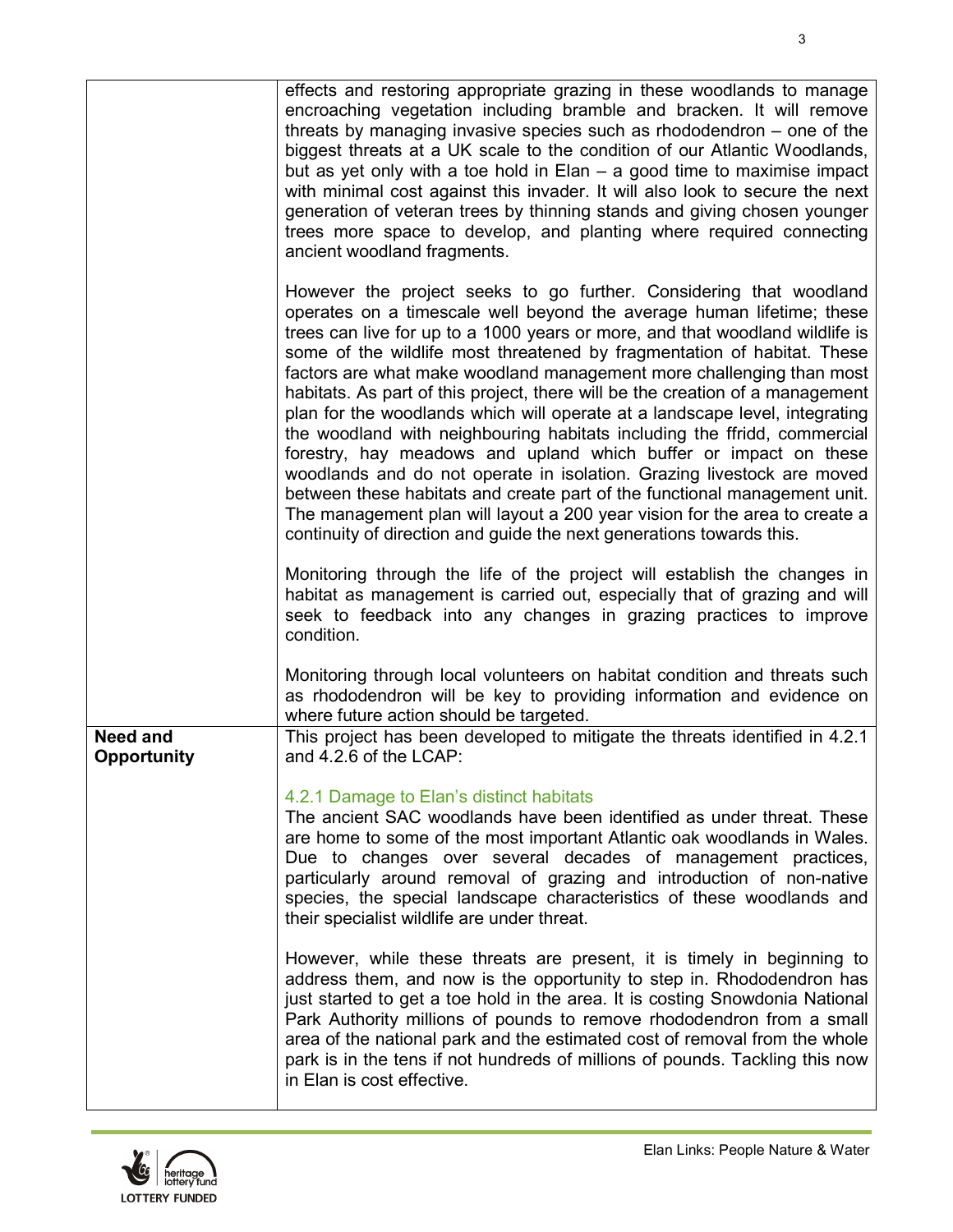| | |
|---|---|
| | effects and restoring appropriate grazing in these woodlands to manage encroaching vegetation including bramble and bracken. It will remove threats by managing invasive species such as rhododendron – one of the biggest threats at a UK scale to the condition of our Atlantic Woodlands, but as yet only with a toe hold in Elan – a good time to maximise impact with minimal cost against this invader. It will also look to secure the next generation of veteran trees by thinning stands and giving chosen younger trees more space to develop, and planting where required connecting ancient woodland fragments.<br><br>However the project seeks to go further. Considering that woodland operates on a timescale well beyond the average human lifetime; these trees can live for up to a 1000 years or more, and that woodland wildlife is some of the wildlife most threatened by fragmentation of habitat. These factors are what make woodland management more challenging than most habitats. As part of this project, there will be the creation of a management plan for the woodlands which will operate at a landscape level, integrating the woodland with neighbouring habitats including the ffridd, commercial forestry, hay meadows and upland which buffer or impact on these woodlands and do not operate in isolation. Grazing livestock are moved between these habitats and create part of the functional management unit. The management plan will layout a 200 year vision for the area to create a continuity of direction and guide the next generations towards this.<br><br>Monitoring through the life of the project will establish the changes in habitat as management is carried out, especially that of grazing and will seek to feedback into any changes in grazing practices to improve condition.<br><br>Monitoring through local volunteers on habitat condition and threats such as rhododendron will be key to providing information and evidence on where future action should be targeted. |
| **Need and Opportunity** | This project has been developed to mitigate the threats identified in 4.2.1 and 4.2.6 of the LCAP:<br><br>4.2.1 Damage to Elan's distinct habitats<br>The ancient SAC woodlands have been identified as under threat. These are home to some of the most important Atlantic oak woodlands in Wales. Due to changes over several decades of management practices, particularly around removal of grazing and introduction of non-native species, the special landscape characteristics of these woodlands and their specialist wildlife are under threat.<br><br>However, while these threats are present, it is timely in beginning to address them, and now is the opportunity to step in. Rhododendron has just started to get a toe hold in the area. It is costing Snowdonia National Park Authority millions of pounds to remove rhododendron from a small area of the national park and the estimated cost of removal from the whole park is in the tens if not hundreds of millions of pounds. Tackling this now in Elan is cost effective. |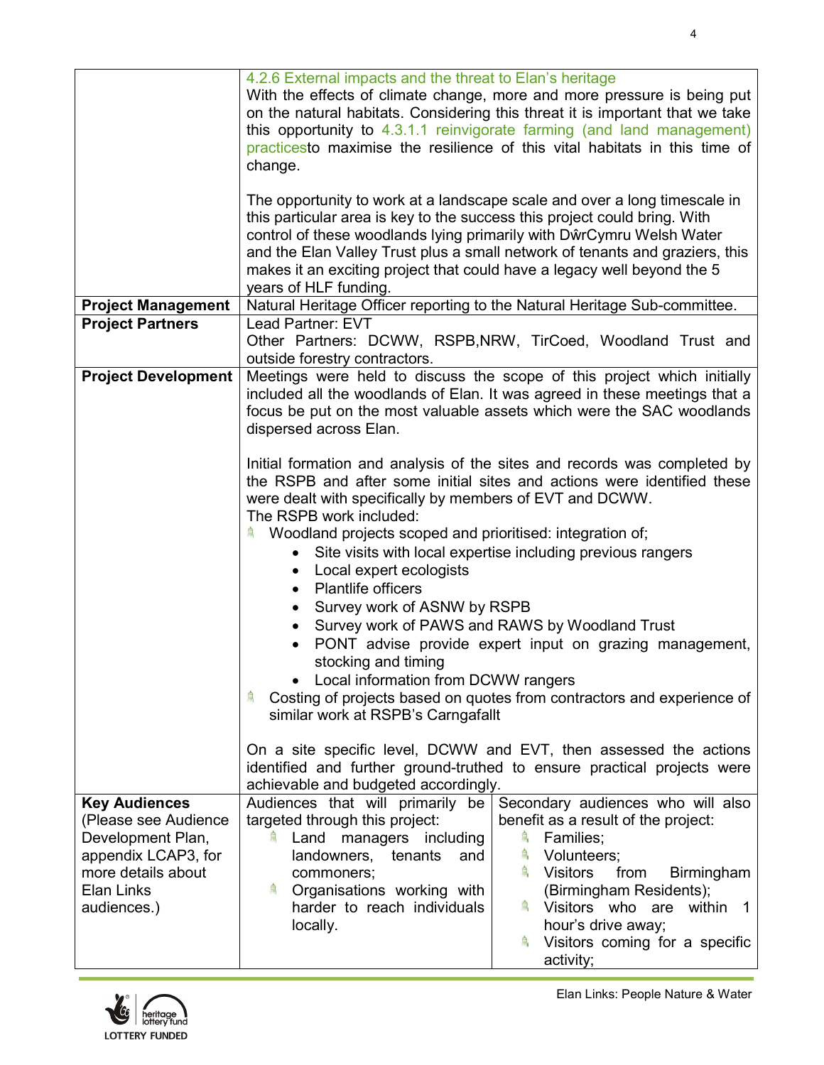| | |
|---|---|
| | 4.2.6 External impacts and the threat to Elan's heritage<br>With the effects of climate change, more and more pressure is being put on the natural habitats. Considering this threat it is important that we take this opportunity to 4.3.1.1 reinvigorate farming (and land management) practicesto maximise the resilience of this vital habitats in this time of change.<br><br>The opportunity to work at a landscape scale and over a long timescale in this particular area is key to the success this project could bring. With control of these woodlands lying primarily with DŵrCymru Welsh Water and the Elan Valley Trust plus a small network of tenants and graziers, this makes it an exciting project that could have a legacy well beyond the 5 years of HLF funding. |
| **Project Management** | Natural Heritage Officer reporting to the Natural Heritage Sub-committee. |
| **Project Partners** | Lead Partner: EVT<br>Other Partners: DCWW, RSPB,NRW, TirCoed, Woodland Trust and outside forestry contractors. |
| **Project Development** | Meetings were held to discuss the scope of this project which initially included all the woodlands of Elan. It was agreed in these meetings that a focus be put on the most valuable assets which were the SAC woodlands dispersed across Elan.<br><br>Initial formation and analysis of the sites and records was completed by the RSPB and after some initial sites and actions were identified these were dealt with specifically by members of EVT and DCWW.<br>The RSPB work included:<br>- Woodland projects scoped and prioritised: integration of;<br>&nbsp;&nbsp;• Site visits with local expertise including previous rangers<br>&nbsp;&nbsp;• Local expert ecologists<br>&nbsp;&nbsp;• Plantlife officers<br>&nbsp;&nbsp;• Survey work of ASNW by RSPB<br>&nbsp;&nbsp;• Survey work of PAWS and RAWS by Woodland Trust<br>&nbsp;&nbsp;• PONT advise provide expert input on grazing management, stocking and timing<br>&nbsp;&nbsp;• Local information from DCWW rangers<br>- Costing of projects based on quotes from contractors and experience of similar work at RSPB's Carngafallt<br><br>On a site specific level, DCWW and EVT, then assessed the actions identified and further ground-truthed to ensure practical projects were achievable and budgeted accordingly. |
| **Key Audiences** (Please see Audience Development Plan, appendix LCAP3, for more details about Elan Links audiences.) | Audiences that will primarily be targeted through this project:<br>- Land managers including landowners, tenants and commoners;<br>- Organisations working with harder to reach individuals locally.<br><br>Secondary audiences who will also benefit as a result of the project:<br>- Families;<br>- Volunteers;<br>- Visitors from Birmingham (Birmingham Residents);<br>- Visitors who are within 1 hour's drive away;<br>- Visitors coming for a specific activity; |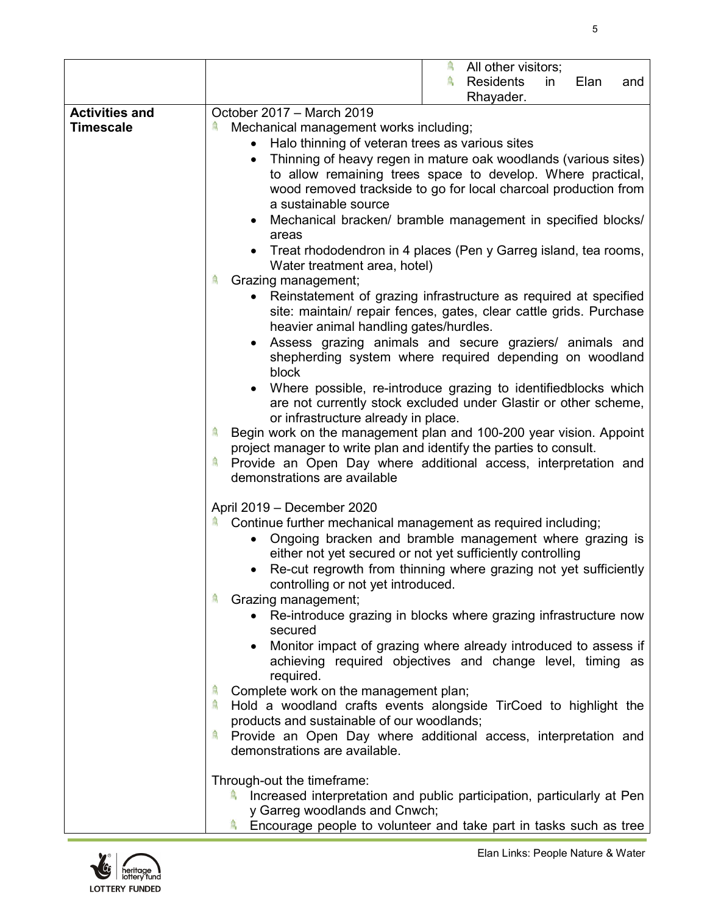| | | |
|---|---|---|
| | | - All other visitors;<br>- Residents in Elan and Rhayader. |
| **Activities and Timescale** | October 2017 – March 2019<br>- Mechanical management works including;<br>&nbsp;&nbsp;• Halo thinning of veteran trees as various sites<br>&nbsp;&nbsp;• Thinning of heavy regen in mature oak woodlands (various sites) to allow remaining trees space to develop. Where practical, wood removed trackside to go for local charcoal production from a sustainable source<br>&nbsp;&nbsp;• Mechanical bracken/ bramble management in specified blocks/ areas<br>&nbsp;&nbsp;• Treat rhododendron in 4 places (Pen y Garreg island, tea rooms, Water treatment area, hotel)<br>- Grazing management;<br>&nbsp;&nbsp;• Reinstatement of grazing infrastructure as required at specified site: maintain/ repair fences, gates, clear cattle grids. Purchase heavier animal handling gates/hurdles.<br>&nbsp;&nbsp;• Assess grazing animals and secure graziers/ animals and shepherding system where required depending on woodland block<br>&nbsp;&nbsp;• Where possible, re-introduce grazing to identifiedblocks which are not currently stock excluded under Glastir or other scheme, or infrastructure already in place.<br>- Begin work on the management plan and 100-200 year vision. Appoint project manager to write plan and identify the parties to consult.<br>- Provide an Open Day where additional access, interpretation and demonstrations are available<br><br>April 2019 – December 2020<br>- Continue further mechanical management as required including;<br>&nbsp;&nbsp;• Ongoing bracken and bramble management where grazing is either not yet secured or not yet sufficiently controlling<br>&nbsp;&nbsp;• Re-cut regrowth from thinning where grazing not yet sufficiently controlling or not yet introduced.<br>- Grazing management;<br>&nbsp;&nbsp;• Re-introduce grazing in blocks where grazing infrastructure now secured<br>&nbsp;&nbsp;• Monitor impact of grazing where already introduced to assess if achieving required objectives and change level, timing as required.<br>- Complete work on the management plan;<br>- Hold a woodland crafts events alongside TirCoed to highlight the products and sustainable of our woodlands;<br>- Provide an Open Day where additional access, interpretation and demonstrations are available.<br><br>Through-out the timeframe:<br>- Increased interpretation and public participation, particularly at Pen y Garreg woodlands and Cnwch;<br>- Encourage people to volunteer and take part in tasks such as tree | |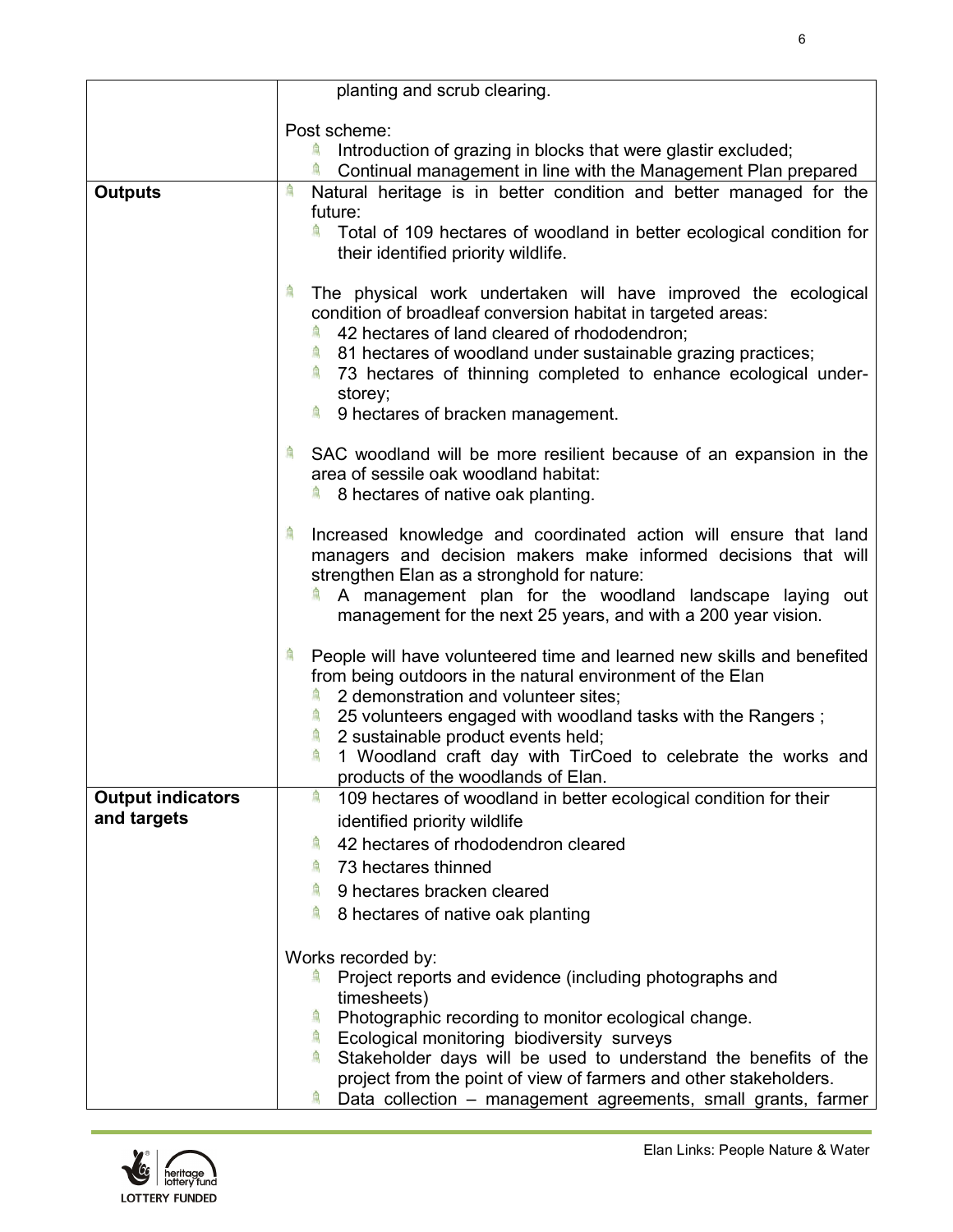| | |
|---|---|
| | planting and scrub clearing.<br><br>Post scheme:<br>- Introduction of grazing in blocks that were glastir excluded;<br>- Continual management in line with the Management Plan prepared |
| **Outputs** | - Natural heritage is in better condition and better managed for the future:<br>&nbsp;&nbsp;- Total of 109 hectares of woodland in better ecological condition for their identified priority wildlife.<br><br>- The physical work undertaken will have improved the ecological condition of broadleaf conversion habitat in targeted areas:<br>&nbsp;&nbsp;- 42 hectares of land cleared of rhododendron;<br>&nbsp;&nbsp;- 81 hectares of woodland under sustainable grazing practices;<br>&nbsp;&nbsp;- 73 hectares of thinning completed to enhance ecological under-storey;<br>&nbsp;&nbsp;- 9 hectares of bracken management.<br><br>- SAC woodland will be more resilient because of an expansion in the area of sessile oak woodland habitat:<br>&nbsp;&nbsp;- 8 hectares of native oak planting.<br><br>- Increased knowledge and coordinated action will ensure that land managers and decision makers make informed decisions that will strengthen Elan as a stronghold for nature:<br>&nbsp;&nbsp;- A management plan for the woodland landscape laying out management for the next 25 years, and with a 200 year vision.<br><br>- People will have volunteered time and learned new skills and benefited from being outdoors in the natural environment of the Elan<br>&nbsp;&nbsp;- 2 demonstration and volunteer sites;<br>&nbsp;&nbsp;- 25 volunteers engaged with woodland tasks with the Rangers ;<br>&nbsp;&nbsp;- 2 sustainable product events held;<br>&nbsp;&nbsp;- 1 Woodland craft day with TirCoed to celebrate the works and products of the woodlands of Elan. |
| **Output indicators and targets** | - 109 hectares of woodland in better ecological condition for their identified priority wildlife<br>- 42 hectares of rhododendron cleared<br>- 73 hectares thinned<br>- 9 hectares bracken cleared<br>- 8 hectares of native oak planting<br><br>Works recorded by:<br>- Project reports and evidence (including photographs and timesheets)<br>- Photographic recording to monitor ecological change.<br>- Ecological monitoring biodiversity surveys<br>- Stakeholder days will be used to understand the benefits of the project from the point of view of farmers and other stakeholders.<br>- Data collection – management agreements, small grants, farmer |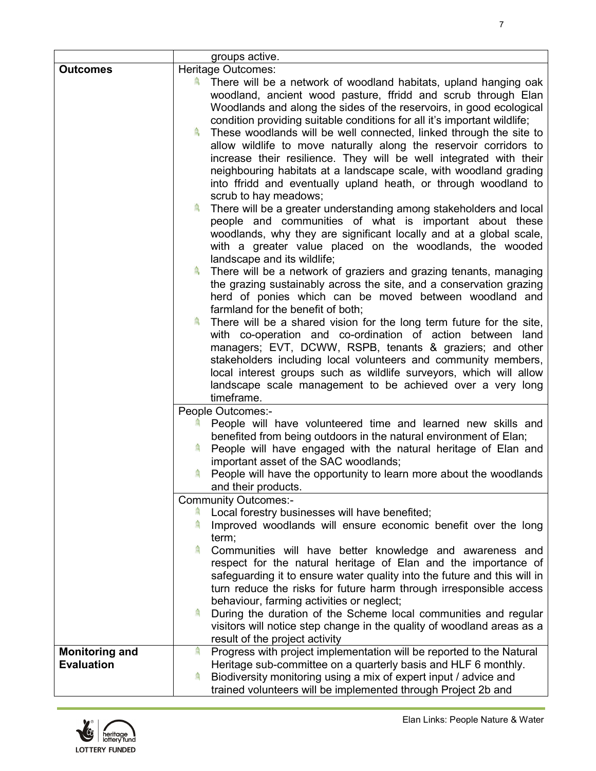|  |  |
|---|---|
|  | groups active. |
| **Outcomes** | Heritage Outcomes:<br>- There will be a network of woodland habitats, upland hanging oak woodland, ancient wood pasture, ffridd and scrub through Elan Woodlands and along the sides of the reservoirs, in good ecological condition providing suitable conditions for all it's important wildlife;<br>- These woodlands will be well connected, linked through the site to allow wildlife to move naturally along the reservoir corridors to increase their resilience. They will be well integrated with their neighbouring habitats at a landscape scale, with woodland grading into ffridd and eventually upland heath, or through woodland to scrub to hay meadows;<br>- There will be a greater understanding among stakeholders and local people and communities of what is important about these woodlands, why they are significant locally and at a global scale, with a greater value placed on the woodlands, the wooded landscape and its wildlife;<br>- There will be a network of graziers and grazing tenants, managing the grazing sustainably across the site, and a conservation grazing herd of ponies which can be moved between woodland and farmland for the benefit of both;<br>- There will be a shared vision for the long term future for the site, with co-operation and co-ordination of action between land managers; EVT, DCWW, RSPB, tenants & graziers; and other stakeholders including local volunteers and community members, local interest groups such as wildlife surveyors, which will allow landscape scale management to be achieved over a very long timeframe. |
|  | People Outcomes:-<br>- People will have volunteered time and learned new skills and benefited from being outdoors in the natural environment of Elan;<br>- People will have engaged with the natural heritage of Elan and important asset of the SAC woodlands;<br>- People will have the opportunity to learn more about the woodlands and their products. |
|  | Community Outcomes:-<br>- Local forestry businesses will have benefited;<br>- Improved woodlands will ensure economic benefit over the long term;<br>- Communities will have better knowledge and awareness and respect for the natural heritage of Elan and the importance of safeguarding it to ensure water quality into the future and this will in turn reduce the risks for future harm through irresponsible access behaviour, farming activities or neglect;<br>- During the duration of the Scheme local communities and regular visitors will notice step change in the quality of woodland areas as a result of the project activity |
| **Monitoring and Evaluation** | - Progress with project implementation will be reported to the Natural Heritage sub-committee on a quarterly basis and HLF 6 monthly.<br>- Biodiversity monitoring using a mix of expert input / advice and trained volunteers will be implemented through Project 2b and |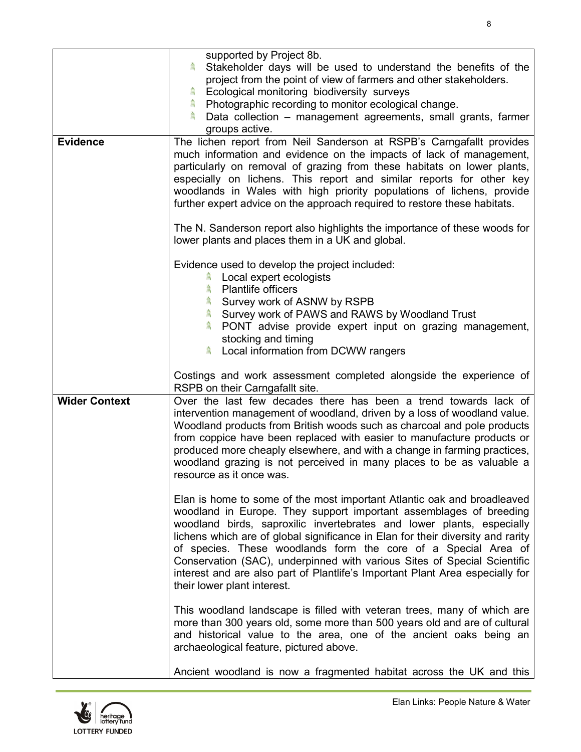| | |
|---|---|
| | supported by Project 8b.<br>- Stakeholder days will be used to understand the benefits of the project from the point of view of farmers and other stakeholders.<br>- Ecological monitoring biodiversity surveys<br>- Photographic recording to monitor ecological change.<br>- Data collection – management agreements, small grants, farmer groups active. |
| **Evidence** | The lichen report from Neil Sanderson at RSPB's Carngafallt provides much information and evidence on the impacts of lack of management, particularly on removal of grazing from these habitats on lower plants, especially on lichens. This report and similar reports for other key woodlands in Wales with high priority populations of lichens, provide further expert advice on the approach required to restore these habitats.<br><br>The N. Sanderson report also highlights the importance of these woods for lower plants and places them in a UK and global.<br><br>Evidence used to develop the project included:<br>- Local expert ecologists<br>- Plantlife officers<br>- Survey work of ASNW by RSPB<br>- Survey work of PAWS and RAWS by Woodland Trust<br>- PONT advise provide expert input on grazing management, stocking and timing<br>- Local information from DCWW rangers<br><br>Costings and work assessment completed alongside the experience of RSPB on their Carngafallt site. |
| **Wider Context** | Over the last few decades there has been a trend towards lack of intervention management of woodland, driven by a loss of woodland value. Woodland products from British woods such as charcoal and pole products from coppice have been replaced with easier to manufacture products or produced more cheaply elsewhere, and with a change in farming practices, woodland grazing is not perceived in many places to be as valuable a resource as it once was.<br><br>Elan is home to some of the most important Atlantic oak and broadleaved woodland in Europe. They support important assemblages of breeding woodland birds, saproxilic invertebrates and lower plants, especially lichens which are of global significance in Elan for their diversity and rarity of species. These woodlands form the core of a Special Area of Conservation (SAC), underpinned with various Sites of Special Scientific interest and are also part of Plantlife's Important Plant Area especially for their lower plant interest.<br><br>This woodland landscape is filled with veteran trees, many of which are more than 300 years old, some more than 500 years old and are of cultural and historical value to the area, one of the ancient oaks being an archaeological feature, pictured above.<br><br>Ancient woodland is now a fragmented habitat across the UK and this |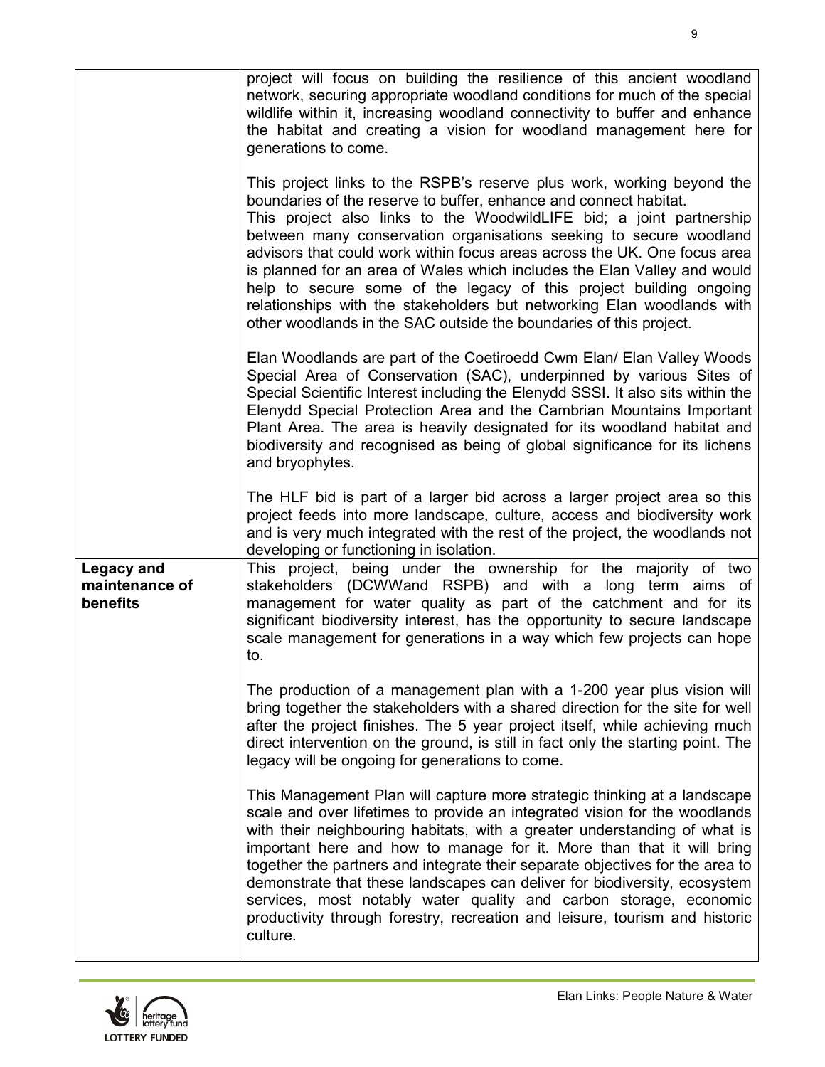| | |
|---|---|
| | project will focus on building the resilience of this ancient woodland network, securing appropriate woodland conditions for much of the special wildlife within it, increasing woodland connectivity to buffer and enhance the habitat and creating a vision for woodland management here for generations to come.<br><br>This project links to the RSPB's reserve plus work, working beyond the boundaries of the reserve to buffer, enhance and connect habitat.<br>This project also links to the WoodwildLIFE bid; a joint partnership between many conservation organisations seeking to secure woodland advisors that could work within focus areas across the UK. One focus area is planned for an area of Wales which includes the Elan Valley and would help to secure some of the legacy of this project building ongoing relationships with the stakeholders but networking Elan woodlands with other woodlands in the SAC outside the boundaries of this project.<br><br>Elan Woodlands are part of the Coetiroedd Cwm Elan/ Elan Valley Woods Special Area of Conservation (SAC), underpinned by various Sites of Special Scientific Interest including the Elenydd SSSI. It also sits within the Elenydd Special Protection Area and the Cambrian Mountains Important Plant Area. The area is heavily designated for its woodland habitat and biodiversity and recognised as being of global significance for its lichens and bryophytes.<br><br>The HLF bid is part of a larger bid across a larger project area so this project feeds into more landscape, culture, access and biodiversity work and is very much integrated with the rest of the project, the woodlands not developing or functioning in isolation. |
| **Legacy and maintenance of benefits** | This project, being under the ownership for the majority of two stakeholders (DCWWand RSPB) and with a long term aims of management for water quality as part of the catchment and for its significant biodiversity interest, has the opportunity to secure landscape scale management for generations in a way which few projects can hope to.<br><br>The production of a management plan with a 1-200 year plus vision will bring together the stakeholders with a shared direction for the site for well after the project finishes. The 5 year project itself, while achieving much direct intervention on the ground, is still in fact only the starting point. The legacy will be ongoing for generations to come.<br><br>This Management Plan will capture more strategic thinking at a landscape scale and over lifetimes to provide an integrated vision for the woodlands with their neighbouring habitats, with a greater understanding of what is important here and how to manage for it. More than that it will bring together the partners and integrate their separate objectives for the area to demonstrate that these landscapes can deliver for biodiversity, ecosystem services, most notably water quality and carbon storage, economic productivity through forestry, recreation and leisure, tourism and historic culture. |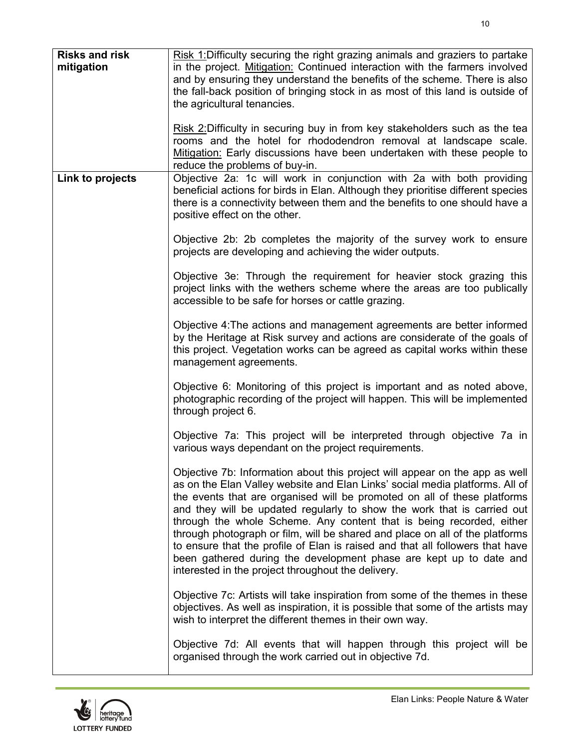| | |
|---|---|
| **Risks and risk mitigation** | Risk 1:Difficulty securing the right grazing animals and graziers to partake in the project. Mitigation: Continued interaction with the farmers involved and by ensuring they understand the benefits of the scheme. There is also the fall-back position of bringing stock in as most of this land is outside of the agricultural tenancies.<br><br>Risk 2:Difficulty in securing buy in from key stakeholders such as the tea rooms and the hotel for rhododendron removal at landscape scale. Mitigation: Early discussions have been undertaken with these people to reduce the problems of buy-in. |
| **Link to projects** | Objective 2a: 1c will work in conjunction with 2a with both providing beneficial actions for birds in Elan. Although they prioritise different species there is a connectivity between them and the benefits to one should have a positive effect on the other.<br><br>Objective 2b: 2b completes the majority of the survey work to ensure projects are developing and achieving the wider outputs.<br><br>Objective 3e: Through the requirement for heavier stock grazing this project links with the wethers scheme where the areas are too publically accessible to be safe for horses or cattle grazing.<br><br>Objective 4:The actions and management agreements are better informed by the Heritage at Risk survey and actions are considerate of the goals of this project. Vegetation works can be agreed as capital works within these management agreements.<br><br>Objective 6: Monitoring of this project is important and as noted above, photographic recording of the project will happen. This will be implemented through project 6.<br><br>Objective 7a: This project will be interpreted through objective 7a in various ways dependant on the project requirements.<br><br>Objective 7b: Information about this project will appear on the app as well as on the Elan Valley website and Elan Links' social media platforms. All of the events that are organised will be promoted on all of these platforms and they will be updated regularly to show the work that is carried out through the whole Scheme. Any content that is being recorded, either through photograph or film, will be shared and place on all of the platforms to ensure that the profile of Elan is raised and that all followers that have been gathered during the development phase are kept up to date and interested in the project throughout the delivery.<br><br>Objective 7c: Artists will take inspiration from some of the themes in these objectives. As well as inspiration, it is possible that some of the artists may wish to interpret the different themes in their own way.<br><br>Objective 7d: All events that will happen through this project will be organised through the work carried out in objective 7d. |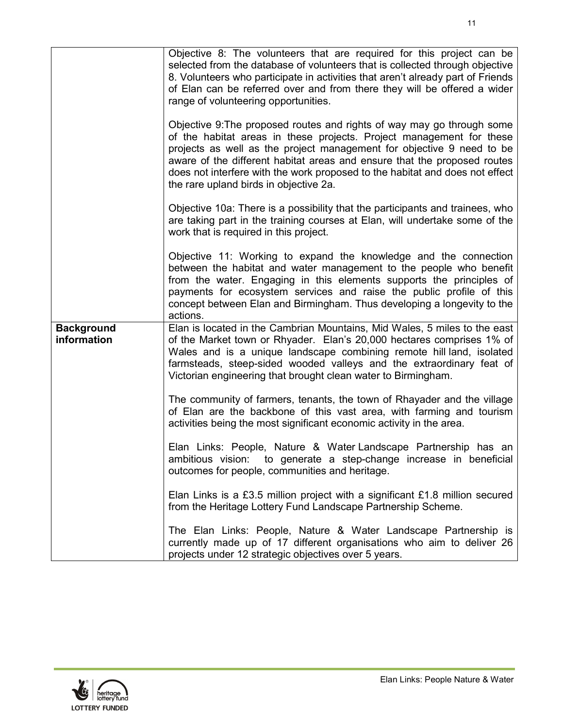| | |
|---|---|
| | Objective 8: The volunteers that are required for this project can be selected from the database of volunteers that is collected through objective 8. Volunteers who participate in activities that aren't already part of Friends of Elan can be referred over and from there they will be offered a wider range of volunteering opportunities.<br><br>Objective 9:The proposed routes and rights of way may go through some of the habitat areas in these projects. Project management for these projects as well as the project management for objective 9 need to be aware of the different habitat areas and ensure that the proposed routes does not interfere with the work proposed to the habitat and does not effect the rare upland birds in objective 2a.<br><br>Objective 10a: There is a possibility that the participants and trainees, who are taking part in the training courses at Elan, will undertake some of the work that is required in this project.<br><br>Objective 11: Working to expand the knowledge and the connection between the habitat and water management to the people who benefit from the water. Engaging in this elements supports the principles of payments for ecosystem services and raise the public profile of this concept between Elan and Birmingham. Thus developing a longevity to the actions. |
| **Background information** | Elan is located in the Cambrian Mountains, Mid Wales, 5 miles to the east of the Market town or Rhyader. Elan's 20,000 hectares comprises 1% of Wales and is a unique landscape combining remote hill land, isolated farmsteads, steep-sided wooded valleys and the extraordinary feat of Victorian engineering that brought clean water to Birmingham.<br><br>The community of farmers, tenants, the town of Rhayader and the village of Elan are the backbone of this vast area, with farming and tourism activities being the most significant economic activity in the area.<br><br>Elan Links: People, Nature & Water Landscape Partnership has an ambitious vision: to generate a step-change increase in beneficial outcomes for people, communities and heritage.<br><br>Elan Links is a £3.5 million project with a significant £1.8 million secured from the Heritage Lottery Fund Landscape Partnership Scheme.<br><br>The Elan Links: People, Nature & Water Landscape Partnership is currently made up of 17 different organisations who aim to deliver 26 projects under 12 strategic objectives over 5 years. |